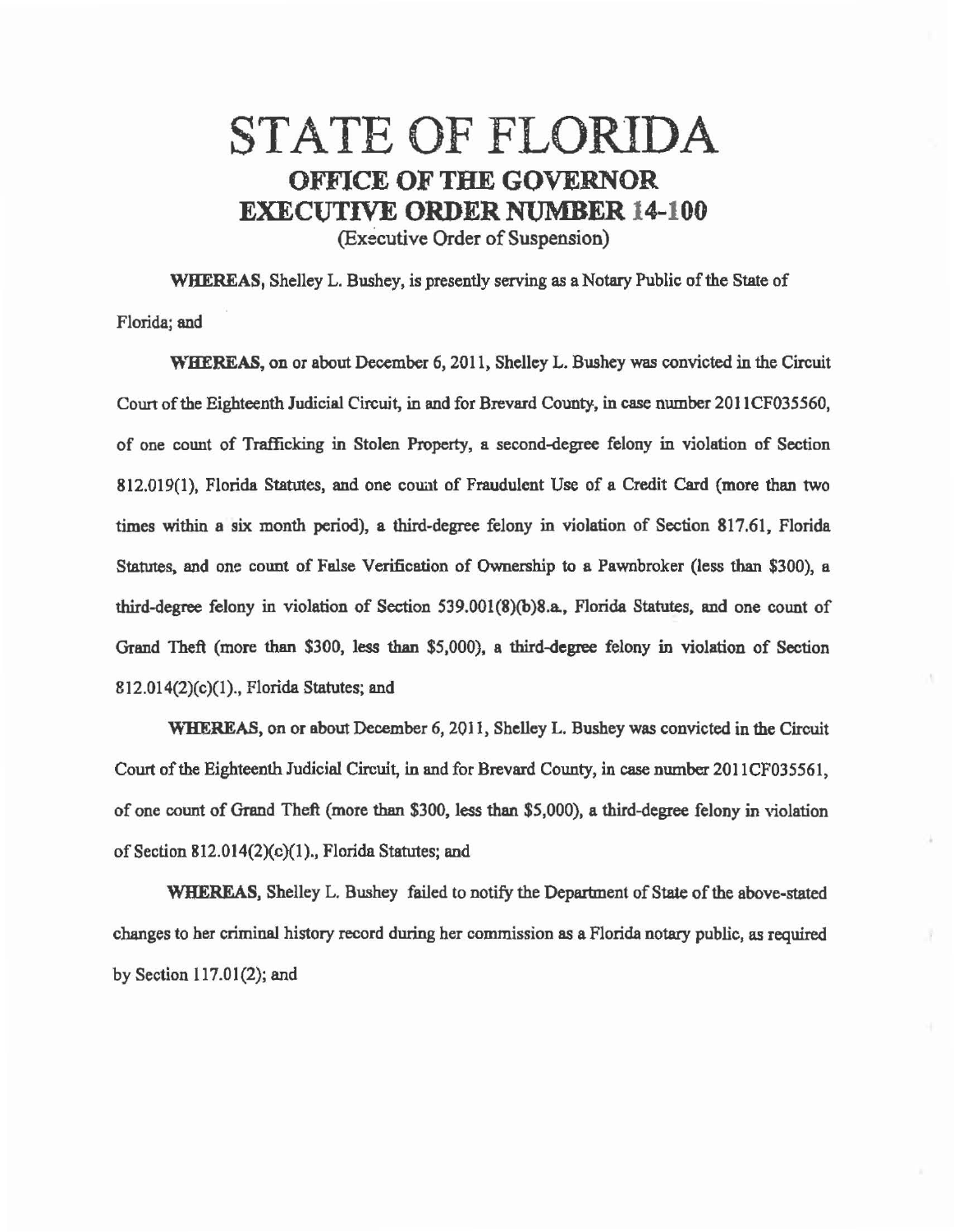# STATE OF FLORIDA

## OFFICE OF THE GOVERNOR

## EXECUTIVE ORDER NUMBER 14-100

(Executive Order of Suspension)

**WHEREAS,** Shelley L. Bushey, is presently serving as a Notary Public of the State of Florida; and

**WHEREAS,** on or about December 6, 2011, Shelley L. Bushey was convicted in the Circuit Court of the Eighteenth Judicial Circuit, in and for Brevard County, in case number 2011CF035560, of one count of Trafficking in Stolen Property, a second-degree felony in violation of Section 812.019(1), Florida Statutes, and one count of Fraudulent Use of a Credit Card (more than two times within a six month period), a third-degree felony in violation of Section 817.61, Florida Statutes, and one count of False Verification of Ownership to a Pawnbroker (less than $300), a third-degree felony in violation of Section 539.001(8)(b)8.a., Florida Statutes, and one count of Grand Theft (more than $300, less than $5,000), a third-degree felony in violation of Section 812.014(2)(c)(1)., Florida Statutes; and

**WHEREAS,** on or about December 6, 2011, Shelley L. Bushey was convicted in the Circuit Court of the Eighteenth Judicial Circuit, in and for Brevard County, in case number 2011CF035561, of one count of Grand Theft (more than $300, less than $5,000), a third-degree felony in violation of Section 812.014(2)(c)(1)., Florida Statutes; and

**WHEREAS,** Shelley L. Bushey failed to notify the Department of State of the above-stated changes to her criminal history record during her commission as a Florida notary public, as required by Section 117.01(2); and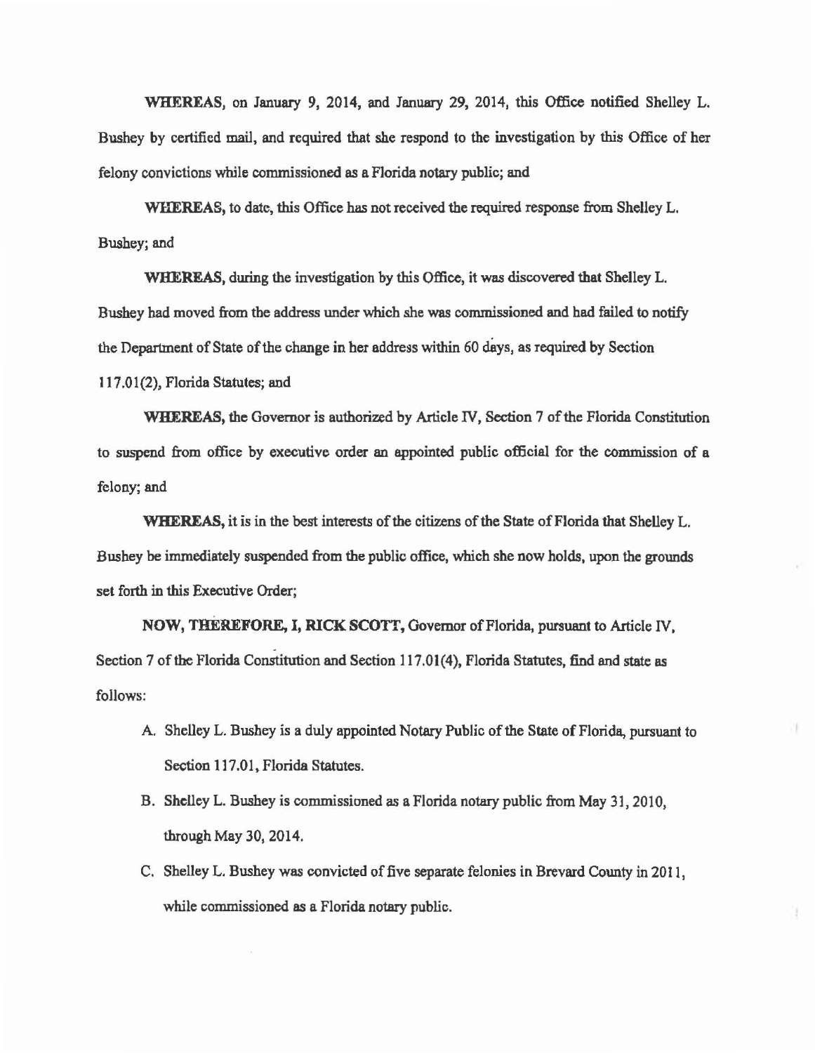**WHEREAS,** on January 9, 2014, and January 29, 2014, this Office notified Shelley L. Bushey by certified mail, and required that she respond to the investigation by this Office of her felony convictions while commissioned as a Florida notary public; and

**WHEREAS,** to date, this Office has not received the required response from Shelley L. Bushey; and

**WHEREAS,** during the investigation by this Office, it was discovered that Shelley L. Bushey had moved from the address under which she was commissioned and had failed to notify the Department of State of the change in her address within 60 days, as required by Section 117.01(2), Florida Statutes; and

**WHEREAS,** the Governor is authorized by Article IV, Section 7 of the Florida Constitution to suspend from office by executive order an appointed public official for the commission of a felony; and

**WHEREAS,** it is in the best interests of the citizens of the State of Florida that Shelley L. Bushey be immediately suspended from the public office, which she now holds, upon the grounds set forth in this Executive Order;

**NOW, THEREFORE, I, RICK SCOTT,** Governor of Florida, pursuant to Article IV, Section 7 of the Florida Constitution and Section 117.01(4), Florida Statutes, find and state as follows:

A. Shelley L. Bushey is a duly appointed Notary Public of the State of Florida, pursuant to Section 117.01, Florida Statutes.

B. Shelley L. Bushey is commissioned as a Florida notary public from May 31, 2010, through May 30, 2014.

C. Shelley L. Bushey was convicted of five separate felonies in Brevard County in 2011, while commissioned as a Florida notary public.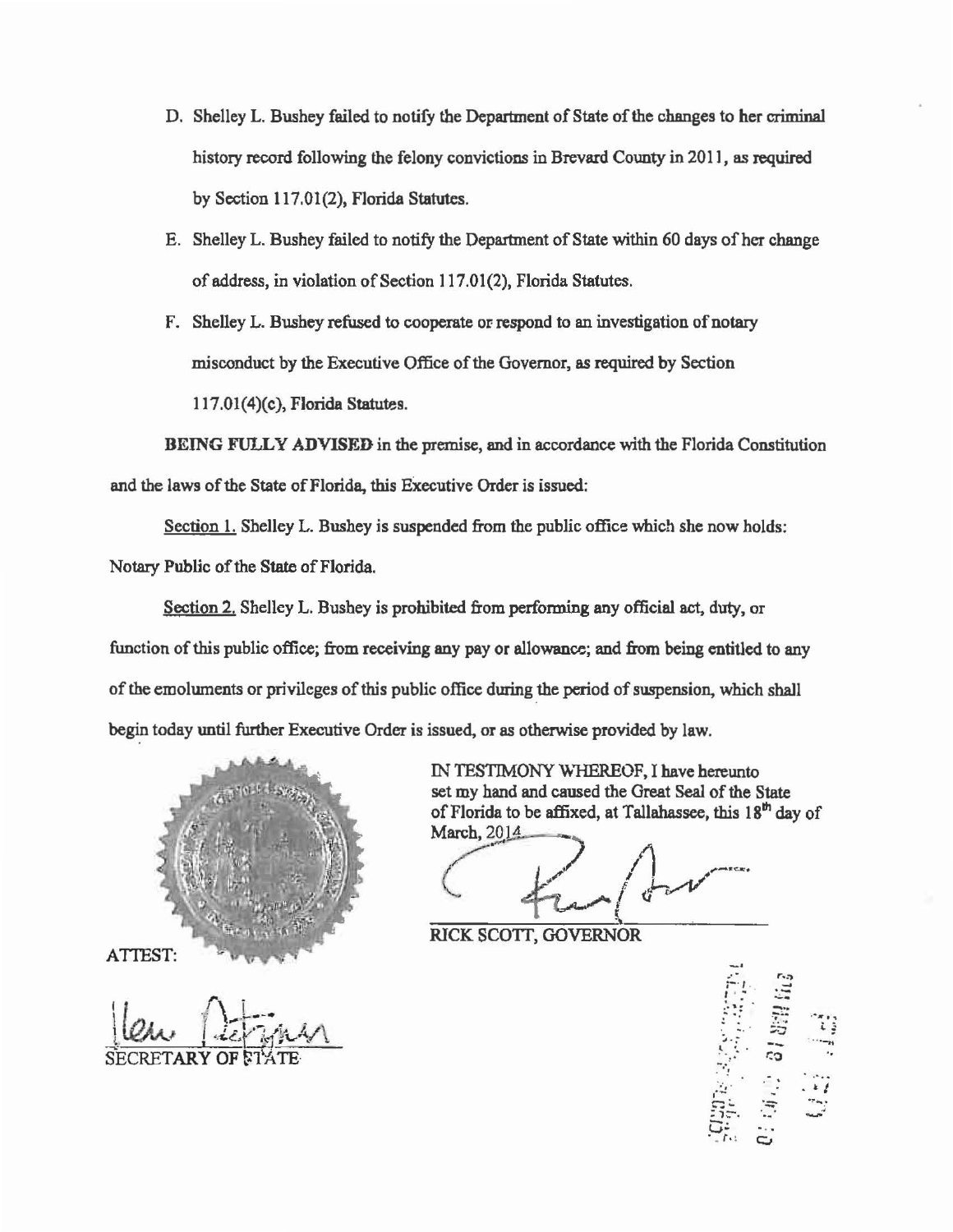D. Shelley L. Bushey failed to notify the Department of State of the changes to her criminal history record following the felony convictions in Brevard County in 2011, as required by Section 117.01(2), Florida Statutes.

E. Shelley L. Bushey failed to notify the Department of State within 60 days of her change of address, in violation of Section 117.01(2), Florida Statutes.

F. Shelley L. Bushey refused to cooperate or respond to an investigation of notary misconduct by the Executive Office of the Governor, as required by Section 117.01(4)(c), Florida Statutes.

**BEING FULLY ADVISED** in the premise, and in accordance with the Florida Constitution and the laws of the State of Florida, this Executive Order is issued:

Section 1. Shelley L. Bushey is suspended from the public office which she now holds: Notary Public of the State of Florida.

Section 2. Shelley L. Bushey is prohibited from performing any official act, duty, or function of this public office; from receiving any pay or allowance; and from being entitled to any of the emoluments or privileges of this public office during the period of suspension, which shall begin today until further Executive Order is issued, or as otherwise provided by law.

IN TESTIMONY WHEREOF, I have hereunto set my hand and caused the Great Seal of the State of Florida to be affixed, at Tallahassee, this 18th day of March, 2014.

RICK SCOTT, GOVERNOR

ATTEST:

SECRETARY OF STATE